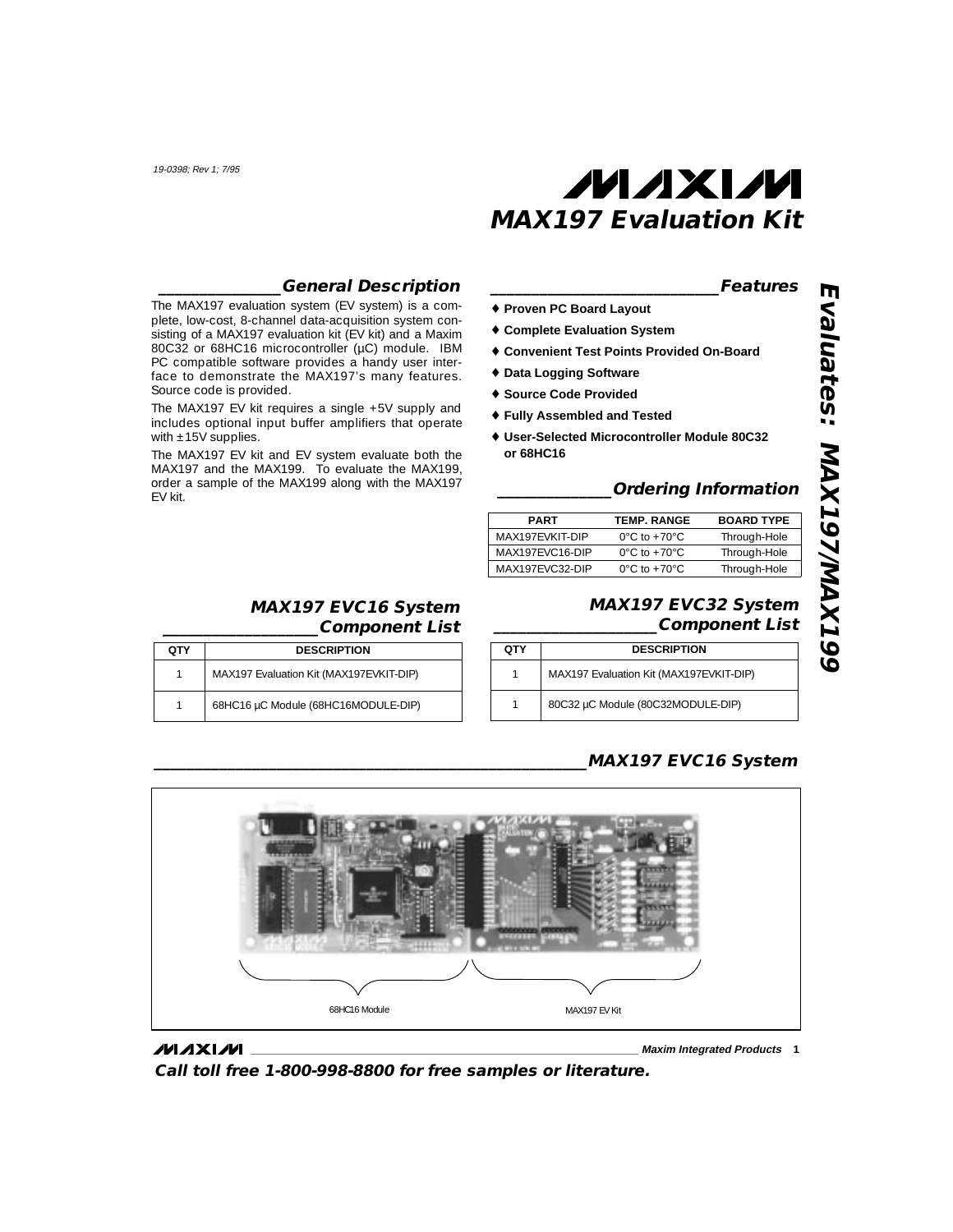# MAX197 Evaluation Kit

19-0398; Rev 1; 7/95

## General Description

The MAX197 evaluation system (EV system) is a complete, low-cost, 8-channel data-acquisition system consisting of a MAX197 evaluation kit (EV kit) and a Maxim 80C32 or 68HC16 microcontroller (µC) module. IBM PC compatible software provides a handy user interface to demonstrate the MAX197's many features. Source code is provided.

The MAX197 EV kit requires a single +5V supply and includes optional input buffer amplifiers that operate with ±15V supplies.

The MAX197 EV kit and EV system evaluate both the MAX197 and the MAX199. To evaluate the MAX199, order a sample of the MAX199 along with the MAX197 EV kit.

## Features

- ♦ Proven PC Board Layout
- ♦ Complete Evaluation System
- ♦ Convenient Test Points Provided On-Board
- ♦ Data Logging Software
- ♦ Source Code Provided
- ♦ Fully Assembled and Tested
- ♦ User-Selected Microcontroller Module 80C32 or 68HC16

## Ordering Information

| PART | TEMP. RANGE | BOARD TYPE |
|---|---|---|
| MAX197EVKIT-DIP | 0°C to +70°C | Through-Hole |
| MAX197EVC16-DIP | 0°C to +70°C | Through-Hole |
| MAX197EVC32-DIP | 0°C to +70°C | Through-Hole |

## MAX197 EVC16 System Component List

| QTY | DESCRIPTION |
|---|---|
| 1 | MAX197 Evaluation Kit (MAX197EVKIT-DIP) |
| 1 | 68HC16 µC Module (68HC16MODULE-DIP) |

## MAX197 EVC32 System Component List

| QTY | DESCRIPTION |
|---|---|
| 1 | MAX197 Evaluation Kit (MAX197EVKIT-DIP) |
| 1 | 80C32 µC Module (80C32MODULE-DIP) |

## MAX197 EVC16 System

68HC16 Module — MAX197 EV Kit

Call toll free 1-800-998-8800 for free samples or literature.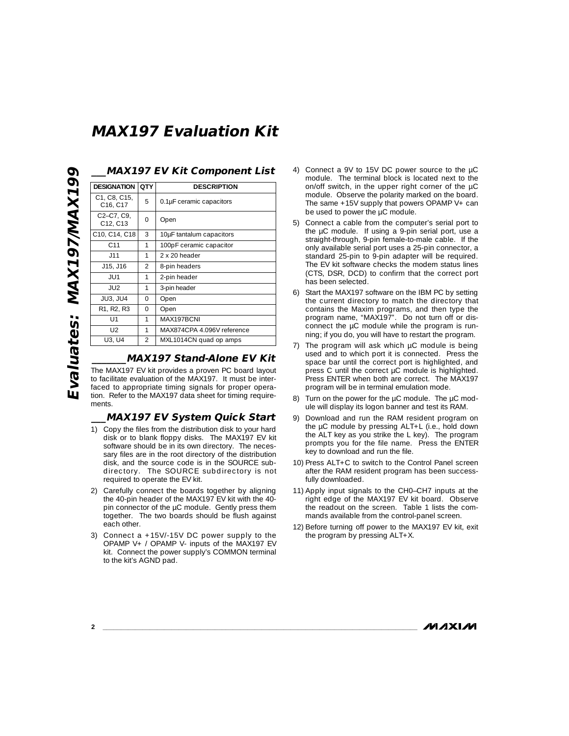# MAX197 Evaluation Kit

## MAX197 EV Kit Component List

| DESIGNATION | QTY | DESCRIPTION |
|---|---|---|
| C1, C8, C15, C16, C17 | 5 | 0.1µF ceramic capacitors |
| C2–C7, C9, C12, C13 | 0 | Open |
| C10, C14, C18 | 3 | 10µF tantalum capacitors |
| C11 | 1 | 100pF ceramic capacitor |
| J11 | 1 | 2 x 20 header |
| J15, J16 | 2 | 8-pin headers |
| JU1 | 1 | 2-pin header |
| JU2 | 1 | 3-pin header |
| JU3, JU4 | 0 | Open |
| R1, R2, R3 | 0 | Open |
| U1 | 1 | MAX197BCNI |
| U2 | 1 | MAX874CPA 4.096V reference |
| U3, U4 | 2 | MXL1014CN quad op amps |

## MAX197 Stand-Alone EV Kit

The MAX197 EV kit provides a proven PC board layout to facilitate evaluation of the MAX197. It must be interfaced to appropriate timing signals for proper operation. Refer to the MAX197 data sheet for timing requirements.

## MAX197 EV System Quick Start

1) Copy the files from the distribution disk to your hard disk or to blank floppy disks. The MAX197 EV kit software should be in its own directory. The necessary files are in the root directory of the distribution disk, and the source code is in the SOURCE subdirectory. The SOURCE subdirectory is not required to operate the EV kit.
2) Carefully connect the boards together by aligning the 40-pin header of the MAX197 EV kit with the 40-pin connector of the µC module. Gently press them together. The two boards should be flush against each other.
3) Connect a +15V/-15V DC power supply to the OPAMP V+ / OPAMP V- inputs of the MAX197 EV kit. Connect the power supply's COMMON terminal to the kit's AGND pad.
4) Connect a 9V to 15V DC power source to the µC module. The terminal block is located next to the on/off switch, in the upper right corner of the µC module. Observe the polarity marked on the board. The same +15V supply that powers OPAMP V+ can be used to power the µC module.
5) Connect a cable from the computer's serial port to the µC module. If using a 9-pin serial port, use a straight-through, 9-pin female-to-male cable. If the only available serial port uses a 25-pin connector, a standard 25-pin to 9-pin adapter will be required. The EV kit software checks the modem status lines (CTS, DSR, DCD) to confirm that the correct port has been selected.
6) Start the MAX197 software on the IBM PC by setting the current directory to match the directory that contains the Maxim programs, and then type the program name, "MAX197". Do not turn off or disconnect the µC module while the program is running; if you do, you will have to restart the program.
7) The program will ask which µC module is being used and to which port it is connected. Press the space bar until the correct port is highlighted, and press C until the correct µC module is highlighted. Press ENTER when both are correct. The MAX197 program will be in terminal emulation mode.
8) Turn on the power for the µC module. The µC module will display its logon banner and test its RAM.
9) Download and run the RAM resident program on the µC module by pressing ALT+L (i.e., hold down the ALT key as you strike the L key). The program prompts you for the file name. Press the ENTER key to download and run the file.
10) Press ALT+C to switch to the Control Panel screen after the RAM resident program has been successfully downloaded.
11) Apply input signals to the CH0–CH7 inputs at the right edge of the MAX197 EV kit board. Observe the readout on the screen. Table 1 lists the commands available from the control-panel screen.
12) Before turning off power to the MAX197 EV kit, exit the program by pressing ALT+X.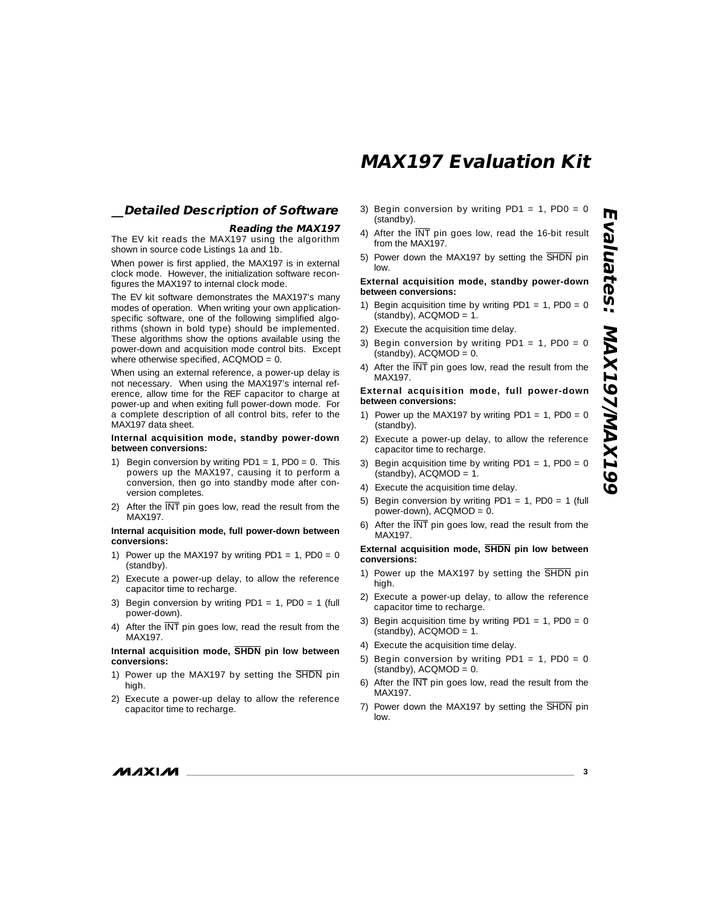## Detailed Description of Software

### Reading the MAX197

The EV kit reads the MAX197 using the algorithm shown in source code Listings 1a and 1b.

When power is first applied, the MAX197 is in external clock mode. However, the initialization software reconfigures the MAX197 to internal clock mode.

The EV kit software demonstrates the MAX197's many modes of operation. When writing your own application-specific software, one of the following simplified algorithms (shown in bold type) should be implemented. These algorithms show the options available using the power-down and acquisition mode control bits. Except where otherwise specified, ACQMOD = 0.

When using an external reference, a power-up delay is not necessary. When using the MAX197's internal reference, allow time for the REF capacitor to charge at power-up and when exiting full power-down mode. For a complete description of all control bits, refer to the MAX197 data sheet.

**Internal acquisition mode, standby power-down between conversions:**

1) Begin conversion by writing PD1 = 1, PD0 = 0. This powers up the MAX197, causing it to perform a conversion, then go into standby mode after conversion completes.
2) After the $\overline{\text{INT}}$ pin goes low, read the result from the MAX197.

**Internal acquisition mode, full power-down between conversions:**

1) Power up the MAX197 by writing PD1 = 1, PD0 = 0 (standby).
2) Execute a power-up delay, to allow the reference capacitor time to recharge.
3) Begin conversion by writing PD1 = 1, PD0 = 1 (full power-down).
4) After the $\overline{\text{INT}}$ pin goes low, read the result from the MAX197.

**Internal acquisition mode, $\overline{\text{SHDN}}$ pin low between conversions:**

1) Power up the MAX197 by setting the $\overline{\text{SHDN}}$ pin high.
2) Execute a power-up delay to allow the reference capacitor time to recharge.
3) Begin conversion by writing PD1 = 1, PD0 = 0 (standby).
4) After the $\overline{\text{INT}}$ pin goes low, read the 16-bit result from the MAX197.
5) Power down the MAX197 by setting the $\overline{\text{SHDN}}$ pin low.

**External acquisition mode, standby power-down between conversions:**

1) Begin acquisition time by writing PD1 = 1, PD0 = 0 (standby), ACQMOD = 1.
2) Execute the acquisition time delay.
3) Begin conversion by writing PD1 = 1, PD0 = 0 (standby), ACQMOD = 0.
4) After the $\overline{\text{INT}}$ pin goes low, read the result from the MAX197.

**External acquisition mode, full power-down between conversions:**

1) Power up the MAX197 by writing PD1 = 1, PD0 = 0 (standby).
2) Execute a power-up delay, to allow the reference capacitor time to recharge.
3) Begin acquisition time by writing PD1 = 1, PD0 = 0 (standby), ACQMOD = 1.
4) Execute the acquisition time delay.
5) Begin conversion by writing PD1 = 1, PD0 = 1 (full power-down), ACQMOD = 0.
6) After the $\overline{\text{INT}}$ pin goes low, read the result from the MAX197.

**External acquisition mode, $\overline{\text{SHDN}}$ pin low between conversions:**

1) Power up the MAX197 by setting the $\overline{\text{SHDN}}$ pin high.
2) Execute a power-up delay, to allow the reference capacitor time to recharge.
3) Begin acquisition time by writing PD1 = 1, PD0 = 0 (standby), ACQMOD = 1.
4) Execute the acquisition time delay.
5) Begin conversion by writing PD1 = 1, PD0 = 0 (standby), ACQMOD = 0.
6) After the $\overline{\text{INT}}$ pin goes low, read the result from the MAX197.
7) Power down the MAX197 by setting the $\overline{\text{SHDN}}$ pin low.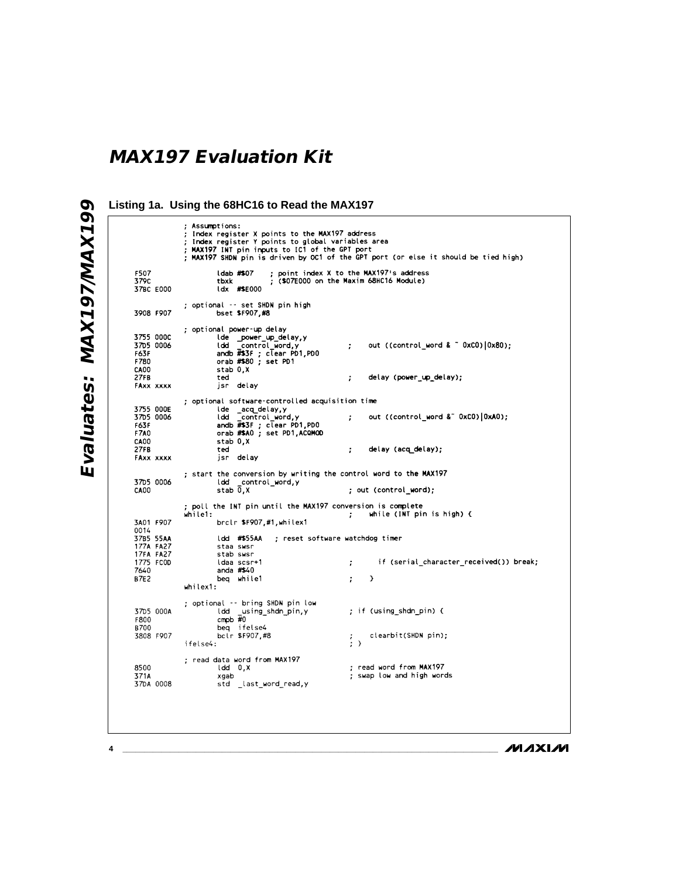## Listing 1a. Using the 68HC16 to Read the MAX197

```
                ; Assumptions:
                ; Index register X points to the MAX197 address
                ; Index register Y points to global variables area
                ; MAX197 INT pin inputs to IC1 of the GPT port
                ; MAX197 SHDN pin is driven by OC1 of the GPT port (or else it should be tied high)

F507                    ldab #$07    ; point index X to the MAX197's address
379C                    tbxk         ; ($07E000 on the Maxim 68HC16 Module)
37BC E000               ldx  #$E000

                ; optional -- set SHDN pin high
3908 F907               bset $F907,#8

                ; optional power-up delay
3755 000C               lde  _power_up_delay,y
37D5 0006               ldd  _control_word,y          ;    out ((control_word & ~ 0xC0)|0x80);
F63F                    andb #$3F ; clear PD1,PD0
F780                    orab #$80 ; set PD1
CA00                    stab 0,X
27FB                    ted                           ;    delay (power_up_delay);
FAxx xxxx               jsr  delay

                ; optional software-controlled acquisition time
3755 000E               lde  _acq_delay,y
37D5 0006               ldd  _control_word,y          ;    out ((control_word &~ 0xC0)|0xA0);
F63F                    andb #$3F ; clear PD1,PD0
F7A0                    orab #$A0 ; set PD1,ACQMOD
CA00                    stab 0,X
27FB                    ted                           ;    delay (acq_delay);
FAxx xxxx               jsr  delay

                ; start the conversion by writing the control word to the MAX197
37D5 0006               ldd  _control_word,y
CA00                    stab 0,X                      ; out (control_word);

                ; poll the INT pin until the MAX197 conversion is complete
                while1:                               ;    while (INT pin is high) {
3A01 F907               brclr $F907,#1,whilex1
0014
37B5 55AA               ldd  #$55AA   ; reset software watchdog timer
177A FA27               staa swsr
17FA FA27               stab swsr
1775 FC0D               ldaa scsr+1                   ;      if (serial_character_received()) break;
7640                    anda #$40
B7E2                    beq  while1                   ;    }
                whilex1:

                ; optional -- bring SHDN pin low
37D5 000A               ldd  _using_shdn_pin,y        ; if (using_shdn_pin) {
F800                    cmpb #0
B700                    beq  ifelse4
3808 F907               bclr $F907,#8                 ;    clearbit(SHDN pin);
                ifelse4:                              ; }

                ; read data word from MAX197
8500                    ldd  0,X                      ; read word from MAX197
371A                    xgab                          ; swap low and high words
37DA 0008               std  _last_word_read,y
```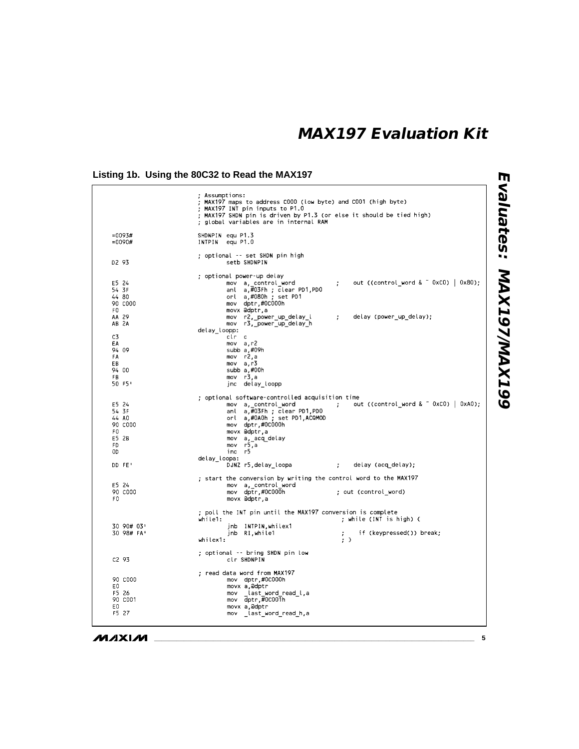## Listing 1b. Using the 80C32 to Read the MAX197

```
                    ; Assumptions:
                    ; MAX197 maps to address C000 (low byte) and C001 (high byte)
                    ; MAX197 INT pin inputs to P1.0
                    ; MAX197 SHDN pin is driven by P1.3 (or else it should be tied high)
                    ; global variables are in internal RAM

=0093#              SHDNPIN equ P1.3
=0090#              INTPIN  equ P1.0

                    ; optional -- set SHDN pin high
D2 93                       setb SHDNPIN

                    ; optional power-up delay
E5 24                       mov  a,_control_word          ;    out ((control_word & ~ 0xC0) | 0x80);
54 3F                       anl  a,#03Fh ; clear PD1,PD0
44 80                       orl  a,#080h ; set PD1
90 C000                     mov  dptr,#0C000h
F0                          movx @dptr,a
AA 29                       mov  r2,_power_up_delay_l     ;    delay (power_up_delay);
AB 2A                       mov  r3,_power_up_delay_h
                    delay_loopp:
C3                          clr  c
EA                          mov  a,r2
94 09                       subb a,#09h
FA                          mov  r2,a
EB                          mov  a,r3
94 00                       subb a,#00h
FB                          mov  r3,a
50 F5'                      jnc  delay_loopp

                    ; optional software-controlled acquisition time
E5 24                       mov  a,_control_word          ;    out ((control_word & ~ 0xC0) | 0xA0);
54 3F                       anl  a,#03Fh ; clear PD1,PD0
44 A0                       orl  a,#0A0h ; set PD1,ACQMOD
90 C000                     mov  dptr,#0C000h
F0                          movx @dptr,a
E5 2B                       mov  a,_acq_delay
FD                          mov  r5,a
0D                          inc  r5
                    delay_loopa:
DD FE'                      DJNZ r5,delay_loopa           ;    delay (acq_delay);

                    ; start the conversion by writing the control word to the MAX197
E5 24                       mov  a,_control_word
90 C000                     mov  dptr,#0C000h             ; out (control_word)
F0                          movx @dptr,a

                    ; poll the INT pin until the MAX197 conversion is complete
                    while1:                               ; while (INT is high) {
30 90# 03'                  jnb  INTPIN,whilex1
30 98# FA'                  jnb  RI,while1                ;    if (keypressed()) break;
                    whilex1:                              ; }

                    ; optional -- bring SHDN pin low
C2 93                       clr  SHDNPIN

                    ; read data word from MAX197
90 C000                     mov  dptr,#0C000h
E0                          movx a,@dptr
F5 26                       mov  _last_word_read_l,a
90 C001                     mov  dptr,#0C001h
E0                          movx a,@dptr
F5 27                       mov  _last_word_read_h,a
```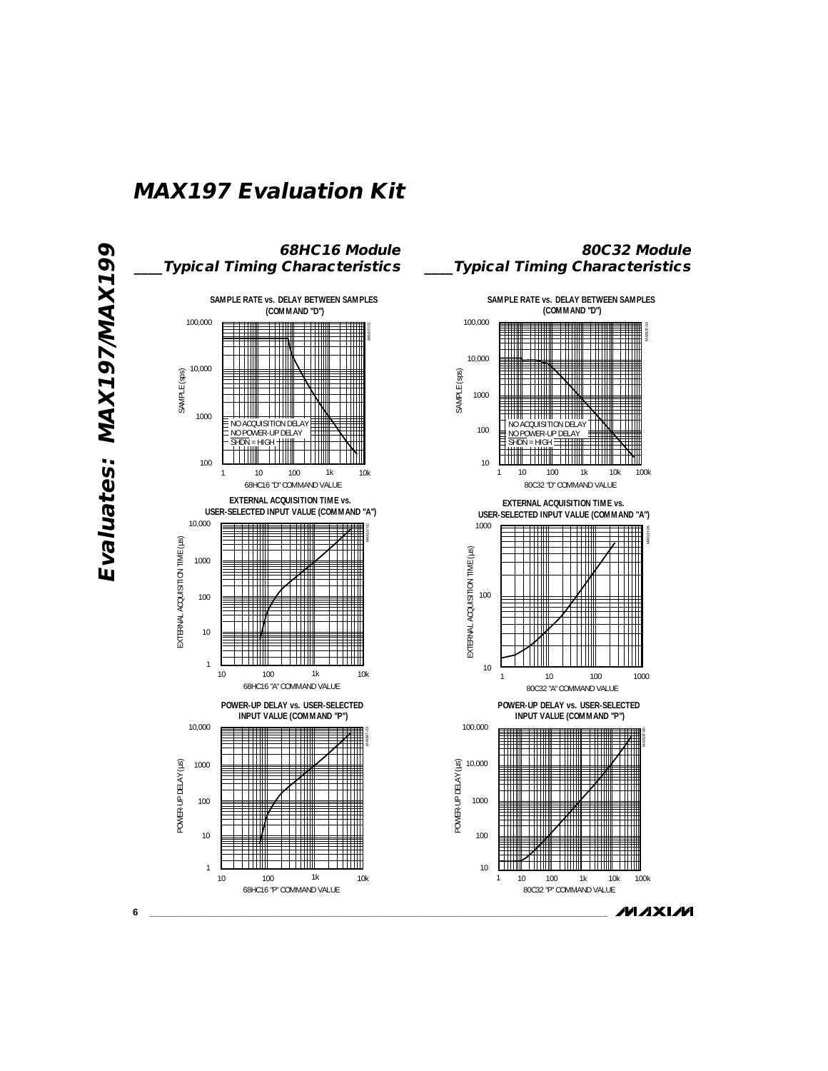# MAX197 Evaluation Kit

## 68HC16 Module Typical Timing Characteristics

**SAMPLE RATE vs. DELAY BETWEEN SAMPLES (COMMAND "D")**

SAMPLE (sps) vs. 68HC16 "D" COMMAND VALUE

NO ACQUISITION DELAY
NO POWER-UP DELAY
SHDN = HIGH

**EXTERNAL ACQUISITION TIME vs. USER-SELECTED INPUT VALUE (COMMAND "A")**

EXTERNAL ACQUISITION TIME (µs) vs. 68HC16 "A" COMMAND VALUE

**POWER-UP DELAY vs. USER-SELECTED INPUT VALUE (COMMAND "P")**

POWER-UP DELAY (µs) vs. 68HC16 "P" COMMAND VALUE

## 80C32 Module Typical Timing Characteristics

**SAMPLE RATE vs. DELAY BETWEEN SAMPLES (COMMAND "D")**

SAMPLE (sps) vs. 80C32 "D" COMMAND VALUE

NO ACQUISITION DELAY
NO POWER-UP DELAY
SHDN = HIGH

**EXTERNAL ACQUISITION TIME vs. USER-SELECTED INPUT VALUE (COMMAND "A")**

EXTERNAL ACQUISITION TIME (µs) vs. 80C32 "A" COMMAND VALUE

**POWER-UP DELAY vs. USER-SELECTED INPUT VALUE (COMMAND "P")**

POWER-UP DELAY (µs) vs. 80C32 "P" COMMAND VALUE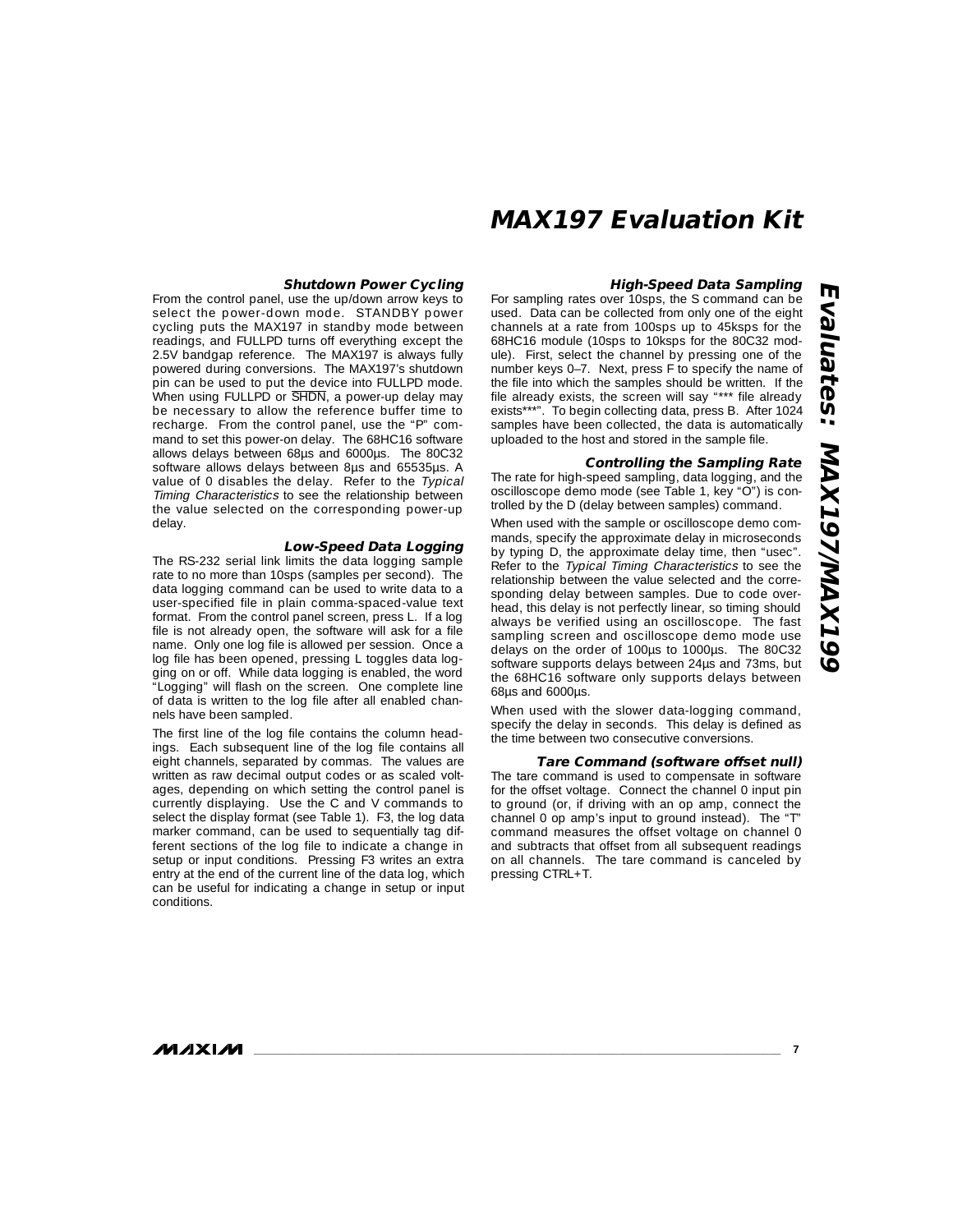### Shutdown Power Cycling

From the control panel, use the up/down arrow keys to select the power-down mode. STANDBY power cycling puts the MAX197 in standby mode between readings, and FULLPD turns off everything except the 2.5V bandgap reference. The MAX197 is always fully powered during conversions. The MAX197's shutdown pin can be used to put the device into FULLPD mode. When using FULLPD or $\overline{SHDN}$, a power-up delay may be necessary to allow the reference buffer time to recharge. From the control panel, use the "P" command to set this power-on delay. The 68HC16 software allows delays between 68µs and 6000µs. The 80C32 software allows delays between 8µs and 65535µs. A value of 0 disables the delay. Refer to the *Typical Timing Characteristics* to see the relationship between the value selected on the corresponding power-up delay.

### Low-Speed Data Logging

The RS-232 serial link limits the data logging sample rate to no more than 10sps (samples per second). The data logging command can be used to write data to a user-specified file in plain comma-spaced-value text format. From the control panel screen, press L. If a log file is not already open, the software will ask for a file name. Only one log file is allowed per session. Once a log file has been opened, pressing L toggles data logging on or off. While data logging is enabled, the word "Logging" will flash on the screen. One complete line of data is written to the log file after all enabled channels have been sampled.

The first line of the log file contains the column headings. Each subsequent line of the log file contains all eight channels, separated by commas. The values are written as raw decimal output codes or as scaled voltages, depending on which setting the control panel is currently displaying. Use the C and V commands to select the display format (see Table 1). F3, the log data marker command, can be used to sequentially tag different sections of the log file to indicate a change in setup or input conditions. Pressing F3 writes an extra entry at the end of the current line of the data log, which can be useful for indicating a change in setup or input conditions.

### High-Speed Data Sampling

For sampling rates over 10sps, the S command can be used. Data can be collected from only one of the eight channels at a rate from 100sps up to 45ksps for the 68HC16 module (10sps to 10ksps for the 80C32 module). First, select the channel by pressing one of the number keys 0–7. Next, press F to specify the name of the file into which the samples should be written. If the file already exists, the screen will say "*** file already exists***". To begin collecting data, press B. After 1024 samples have been collected, the data is automatically uploaded to the host and stored in the sample file.

### Controlling the Sampling Rate

The rate for high-speed sampling, data logging, and the oscilloscope demo mode (see Table 1, key "O") is controlled by the D (delay between samples) command.

When used with the sample or oscilloscope demo commands, specify the approximate delay in microseconds by typing D, the approximate delay time, then "usec". Refer to the *Typical Timing Characteristics* to see the relationship between the value selected and the corresponding delay between samples. Due to code overhead, this delay is not perfectly linear, so timing should always be verified using an oscilloscope. The fast sampling screen and oscilloscope demo mode use delays on the order of 100µs to 1000µs. The 80C32 software supports delays between 24µs and 73ms, but the 68HC16 software only supports delays between 68µs and 6000µs.

When used with the slower data-logging command, specify the delay in seconds. This delay is defined as the time between two consecutive conversions.

### Tare Command (software offset null)

The tare command is used to compensate in software for the offset voltage. Connect the channel 0 input pin to ground (or, if driving with an op amp, connect the channel 0 op amp's input to ground instead). The "T" command measures the offset voltage on channel 0 and subtracts that offset from all subsequent readings on all channels. The tare command is canceled by pressing CTRL+T.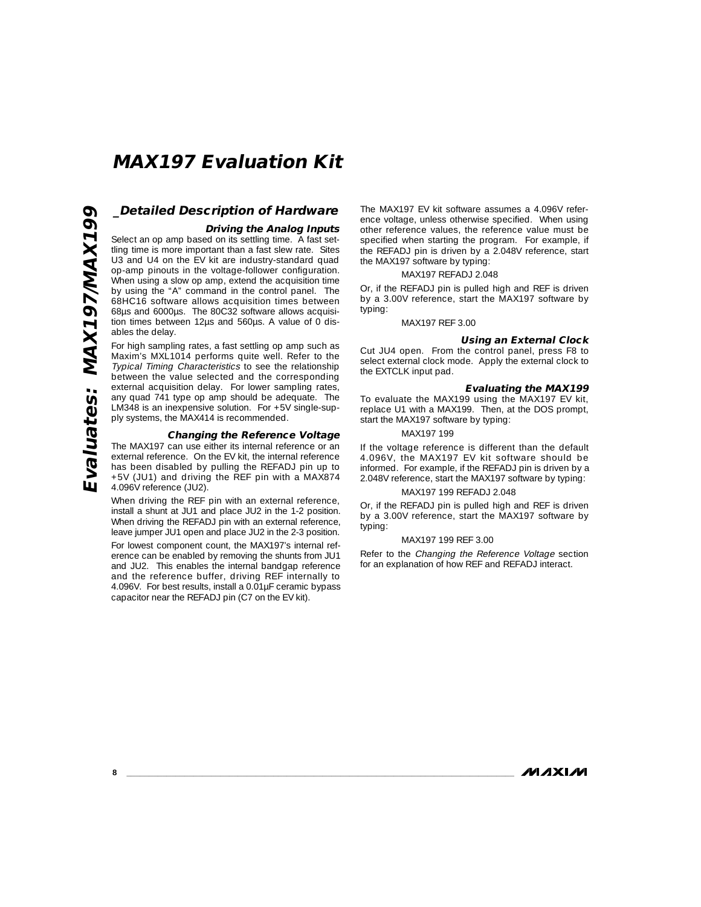# MAX197 Evaluation Kit

## Detailed Description of Hardware

### Driving the Analog Inputs

Select an op amp based on its settling time. A fast settling time is more important than a fast slew rate. Sites U3 and U4 on the EV kit are industry-standard quad op-amp pinouts in the voltage-follower configuration. When using a slow op amp, extend the acquisition time by using the "A" command in the control panel. The 68HC16 software allows acquisition times between 68µs and 6000µs. The 80C32 software allows acquisition times between 12µs and 560µs. A value of 0 disables the delay.

For high sampling rates, a fast settling op amp such as Maxim's MXL1014 performs quite well. Refer to the *Typical Timing Characteristics* to see the relationship between the value selected and the corresponding external acquisition delay. For lower sampling rates, any quad 741 type op amp should be adequate. The LM348 is an inexpensive solution. For +5V single-supply systems, the MAX414 is recommended.

### Changing the Reference Voltage

The MAX197 can use either its internal reference or an external reference. On the EV kit, the internal reference has been disabled by pulling the REFADJ pin up to +5V (JU1) and driving the REF pin with a MAX874 4.096V reference (JU2).

When driving the REF pin with an external reference, install a shunt at JU1 and place JU2 in the 1-2 position. When driving the REFADJ pin with an external reference, leave jumper JU1 open and place JU2 in the 2-3 position.

For lowest component count, the MAX197's internal reference can be enabled by removing the shunts from JU1 and JU2. This enables the internal bandgap reference and the reference buffer, driving REF internally to 4.096V. For best results, install a 0.01µF ceramic bypass capacitor near the REFADJ pin (C7 on the EV kit).

The MAX197 EV kit software assumes a 4.096V reference voltage, unless otherwise specified. When using other reference values, the reference value must be specified when starting the program. For example, if the REFADJ pin is driven by a 2.048V reference, start the MAX197 software by typing:

```
MAX197 REFADJ 2.048
```

Or, if the REFADJ pin is pulled high and REF is driven by a 3.00V reference, start the MAX197 software by typing:

```
MAX197 REF 3.00
```

### Using an External Clock

Cut JU4 open. From the control panel, press F8 to select external clock mode. Apply the external clock to the EXTCLK input pad.

### Evaluating the MAX199

To evaluate the MAX199 using the MAX197 EV kit, replace U1 with a MAX199. Then, at the DOS prompt, start the MAX197 software by typing:

```
MAX197 199
```

If the voltage reference is different than the default 4.096V, the MAX197 EV kit software should be informed. For example, if the REFADJ pin is driven by a 2.048V reference, start the MAX197 software by typing:

```
MAX197 199 REFADJ 2.048
```

Or, if the REFADJ pin is pulled high and REF is driven by a 3.00V reference, start the MAX197 software by typing:

```
MAX197 199 REF 3.00
```

Refer to the *Changing the Reference Voltage* section for an explanation of how REF and REFADJ interact.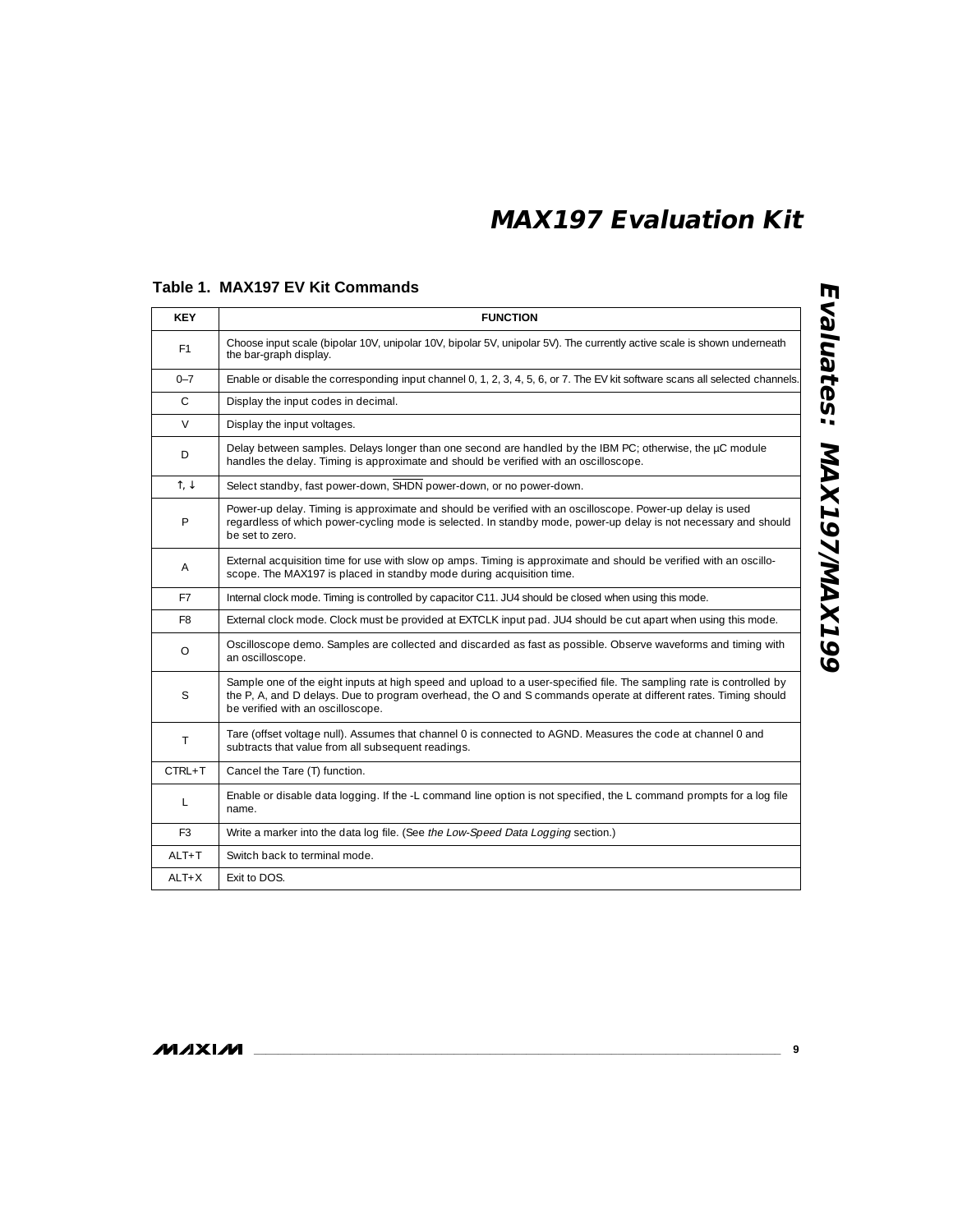**Table 1. MAX197 EV Kit Commands**

| KEY | FUNCTION |
|---|---|
| F1 | Choose input scale (bipolar 10V, unipolar 10V, bipolar 5V, unipolar 5V). The currently active scale is shown underneath the bar-graph display. |
| 0–7 | Enable or disable the corresponding input channel 0, 1, 2, 3, 4, 5, 6, or 7. The EV kit software scans all selected channels. |
| C | Display the input codes in decimal. |
| V | Display the input voltages. |
| D | Delay between samples. Delays longer than one second are handled by the IBM PC; otherwise, the µC module handles the delay. Timing is approximate and should be verified with an oscilloscope. |
| ↑, ↓ | Select standby, fast power-down, $\overline{\text{SHDN}}$ power-down, or no power-down. |
| P | Power-up delay. Timing is approximate and should be verified with an oscilloscope. Power-up delay is used regardless of which power-cycling mode is selected. In standby mode, power-up delay is not necessary and should be set to zero. |
| A | External acquisition time for use with slow op amps. Timing is approximate and should be verified with an oscilloscope. The MAX197 is placed in standby mode during acquisition time. |
| F7 | Internal clock mode. Timing is controlled by capacitor C11. JU4 should be closed when using this mode. |
| F8 | External clock mode. Clock must be provided at EXTCLK input pad. JU4 should be cut apart when using this mode. |
| O | Oscilloscope demo. Samples are collected and discarded as fast as possible. Observe waveforms and timing with an oscilloscope. |
| S | Sample one of the eight inputs at high speed and upload to a user-specified file. The sampling rate is controlled by the P, A, and D delays. Due to program overhead, the O and S commands operate at different rates. Timing should be verified with an oscilloscope. |
| T | Tare (offset voltage null). Assumes that channel 0 is connected to AGND. Measures the code at channel 0 and subtracts that value from all subsequent readings. |
| CTRL+T | Cancel the Tare (T) function. |
| L | Enable or disable data logging. If the -L command line option is not specified, the L command prompts for a log file name. |
| F3 | Write a marker into the data log file. (See *the Low-Speed Data Logging* section.) |
| ALT+T | Switch back to terminal mode. |
| ALT+X | Exit to DOS. |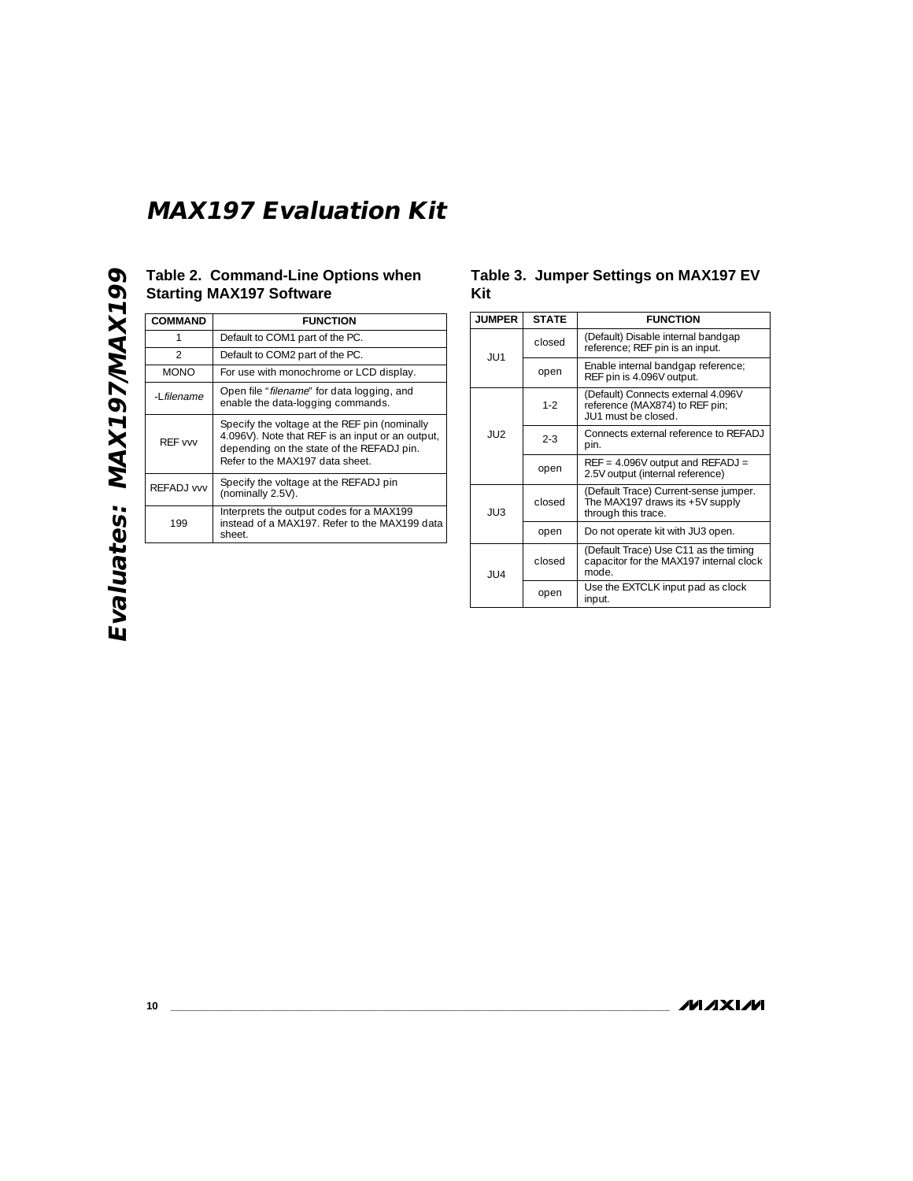# MAX197 Evaluation Kit

### Table 2. Command-Line Options when Starting MAX197 Software

| COMMAND | FUNCTION |
|---|---|
| 1 | Default to COM1 part of the PC. |
| 2 | Default to COM2 part of the PC. |
| MONO | For use with monochrome or LCD display. |
| -L*filename* | Open file "*filename*" for data logging, and enable the data-logging commands. |
| REF vvv | Specify the voltage at the REF pin (nominally 4.096V). Note that REF is an input or an output, depending on the state of the REFADJ pin. Refer to the MAX197 data sheet. |
| REFADJ vvv | Specify the voltage at the REFADJ pin (nominally 2.5V). |
| 199 | Interprets the output codes for a MAX199 instead of a MAX197. Refer to the MAX199 data sheet. |

### Table 3. Jumper Settings on MAX197 EV Kit

| JUMPER | STATE | FUNCTION |
|---|---|---|
| JU1 | closed | (Default) Disable internal bandgap reference; REF pin is an input. |
| | open | Enable internal bandgap reference; REF pin is 4.096V output. |
| JU2 | 1-2 | (Default) Connects external 4.096V reference (MAX874) to REF pin; JU1 must be closed. |
| | 2-3 | Connects external reference to REFADJ pin. |
| | open | REF = 4.096V output and REFADJ = 2.5V output (internal reference) |
| JU3 | closed | (Default Trace) Current-sense jumper. The MAX197 draws its +5V supply through this trace. |
| | open | Do not operate kit with JU3 open. |
| JU4 | closed | (Default Trace) Use C11 as the timing capacitor for the MAX197 internal clock mode. |
| | open | Use the EXTCLK input pad as clock input. |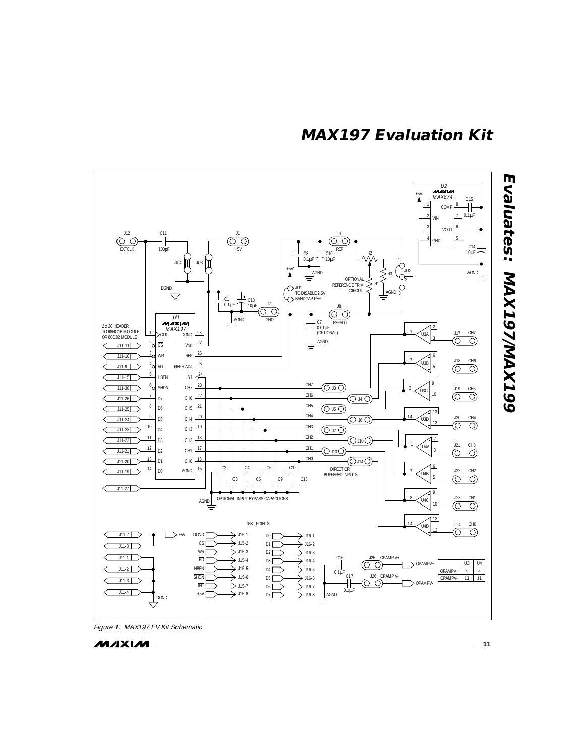Figure 1. MAX197 EV Kit Schematic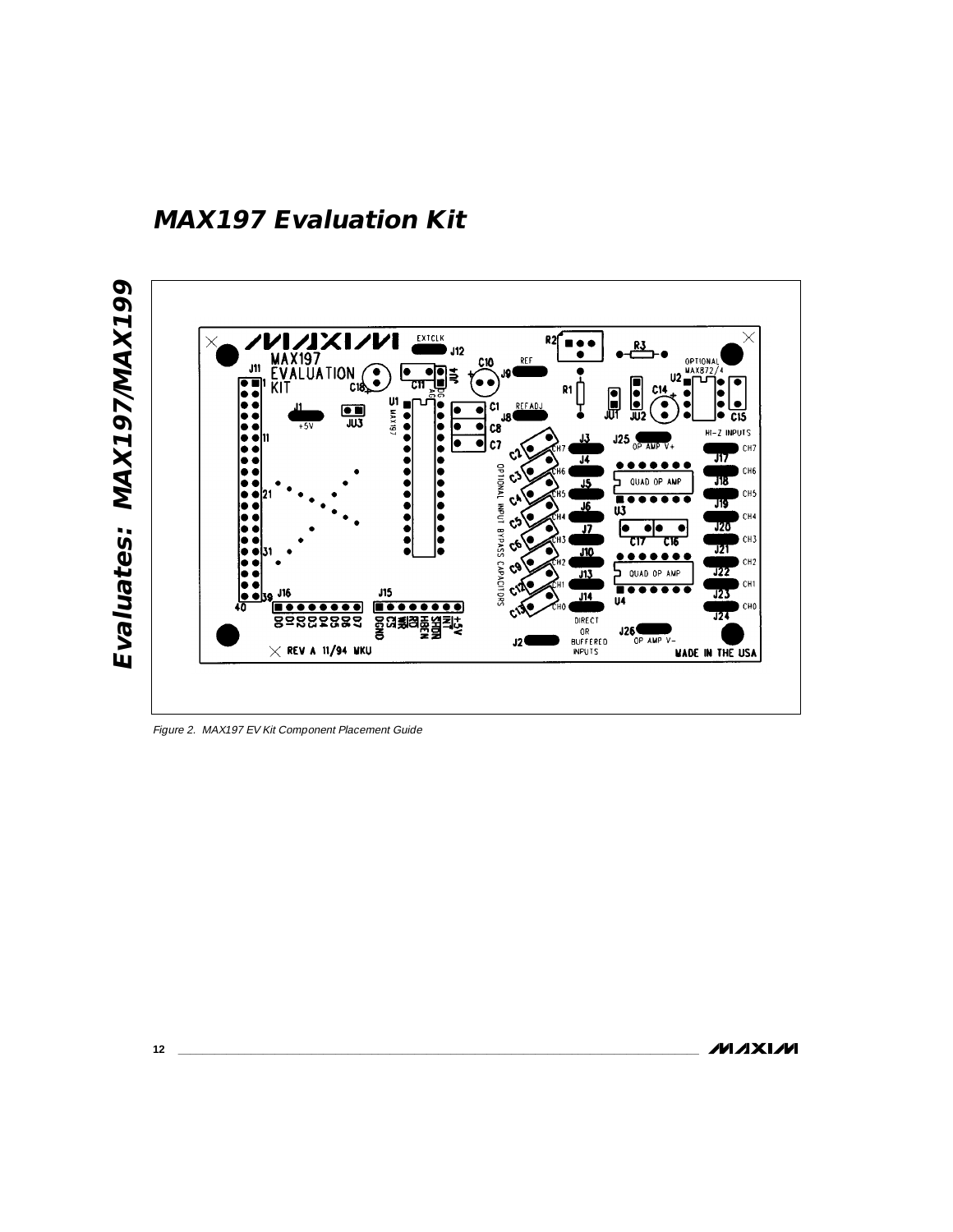# MAX197 Evaluation Kit

Figure 2. MAX197 EV Kit Component Placement Guide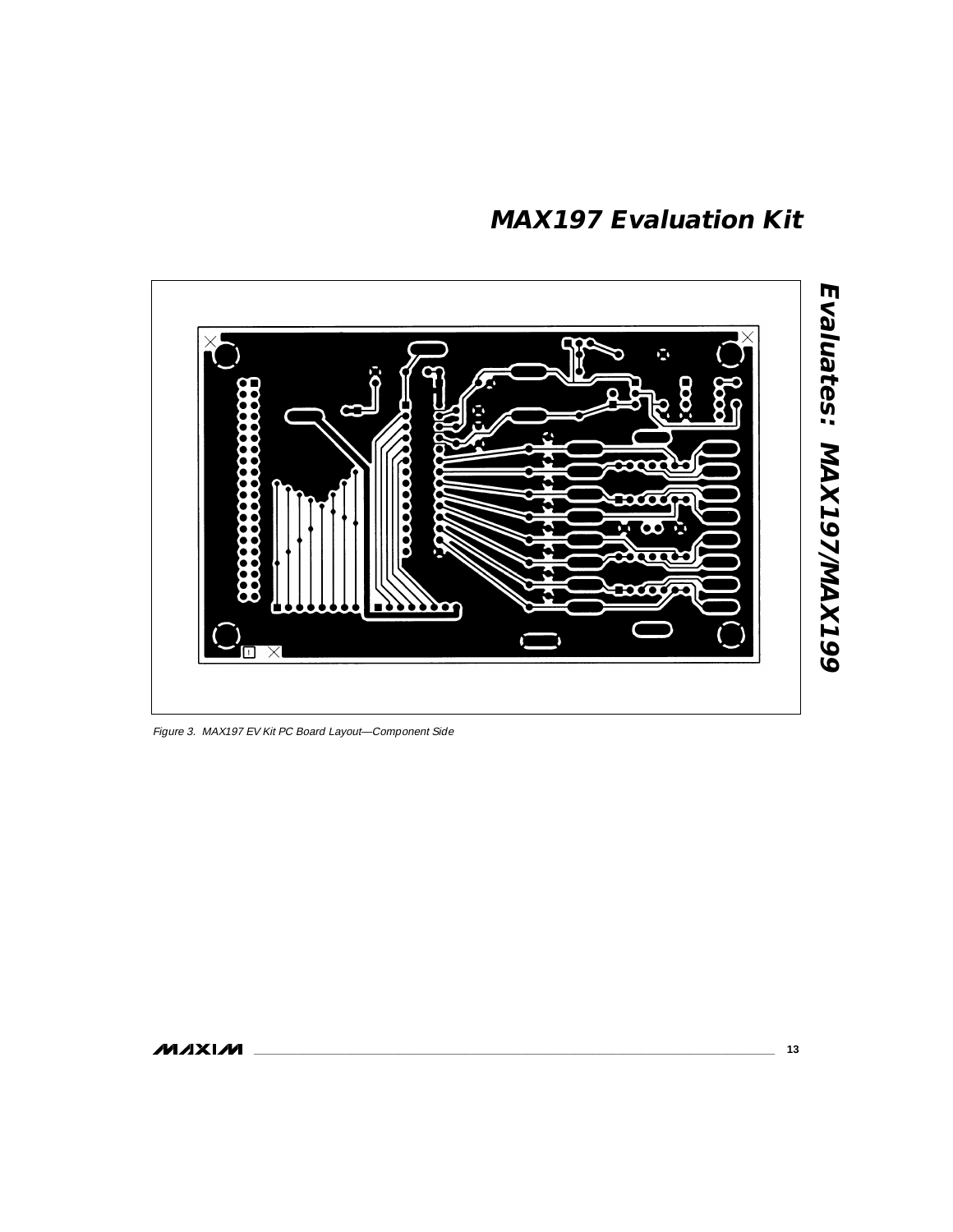Figure 3. MAX197 EV Kit PC Board Layout—Component Side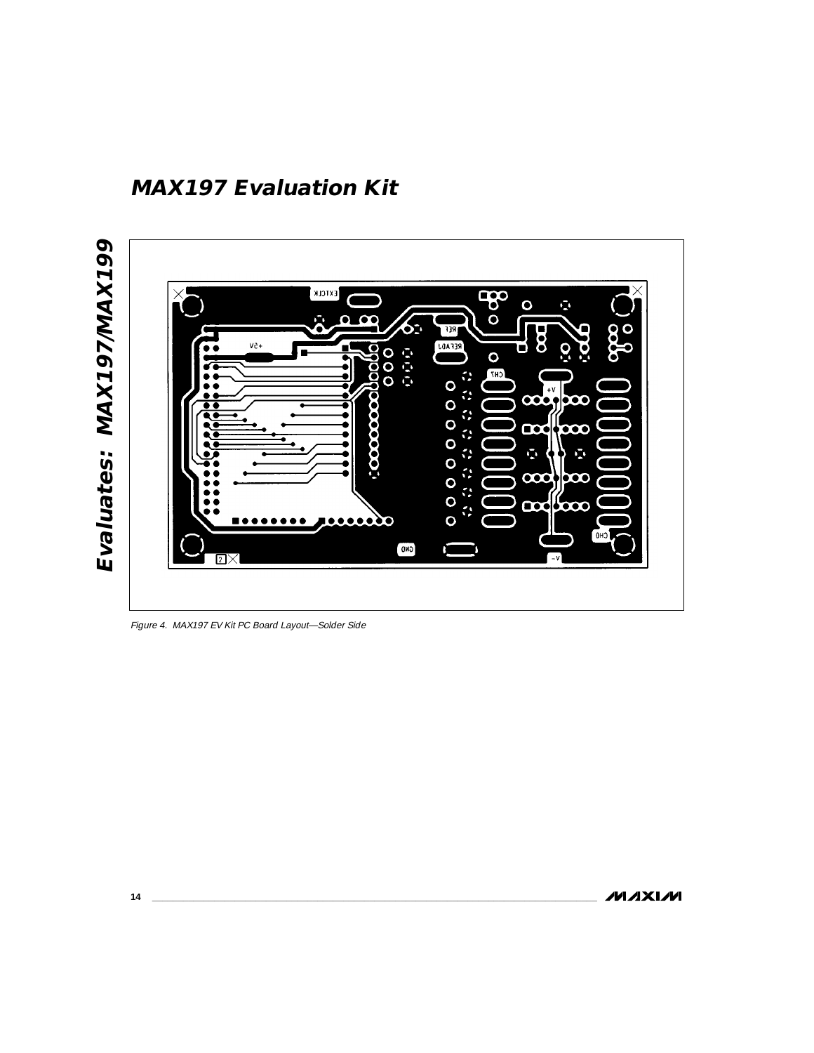# MAX197 Evaluation Kit

*Figure 4. MAX197 EV Kit PC Board Layout—Solder Side*